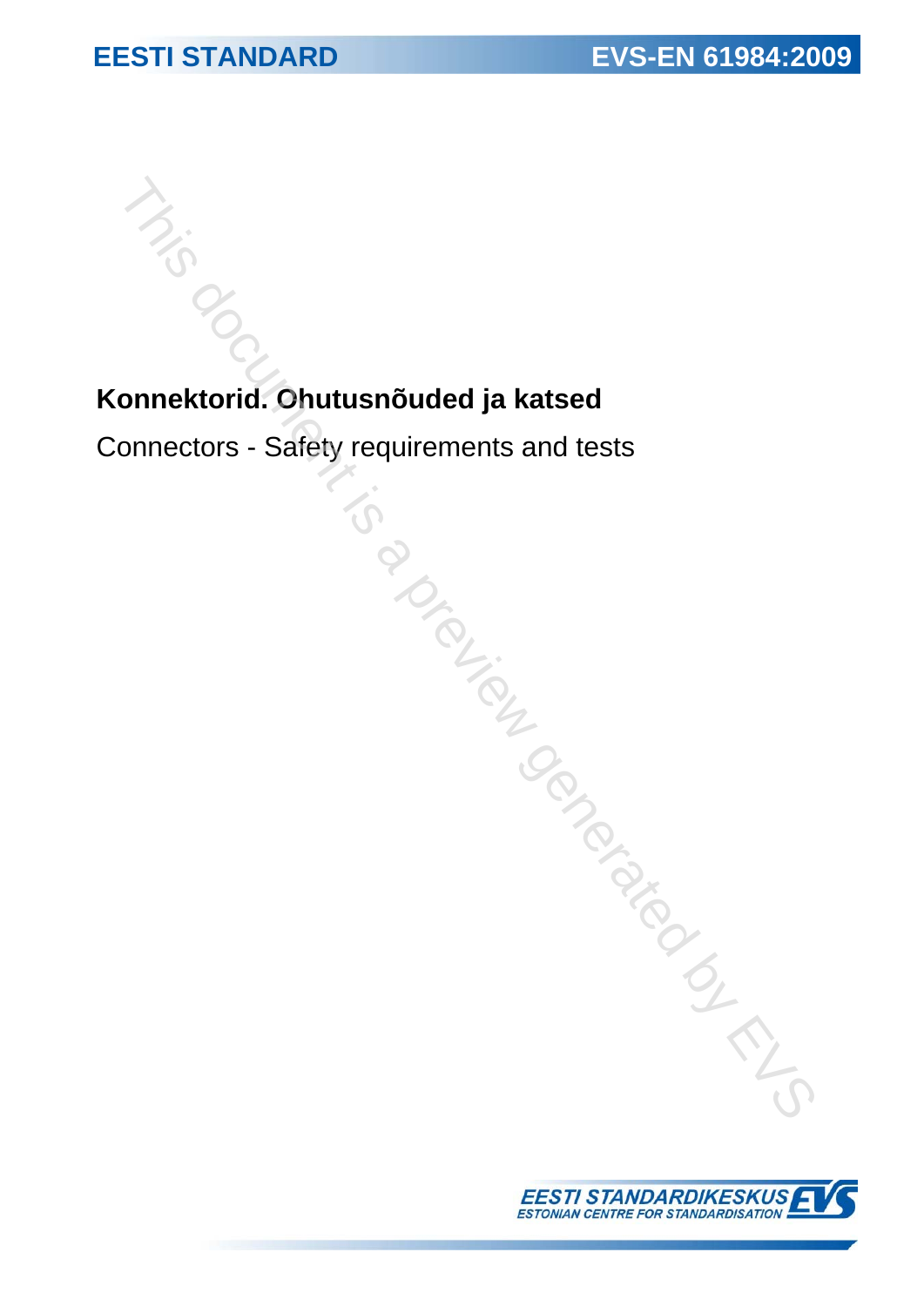EESTI STANDARD

EVS-EN 61984:2009

# Konnektorid. Ohutusnõuded ja katsed

Connectors - Safety requirements and tests

EESTI STANDARDIKESKUS
ESTONIAN CENTRE FOR STANDARDISATION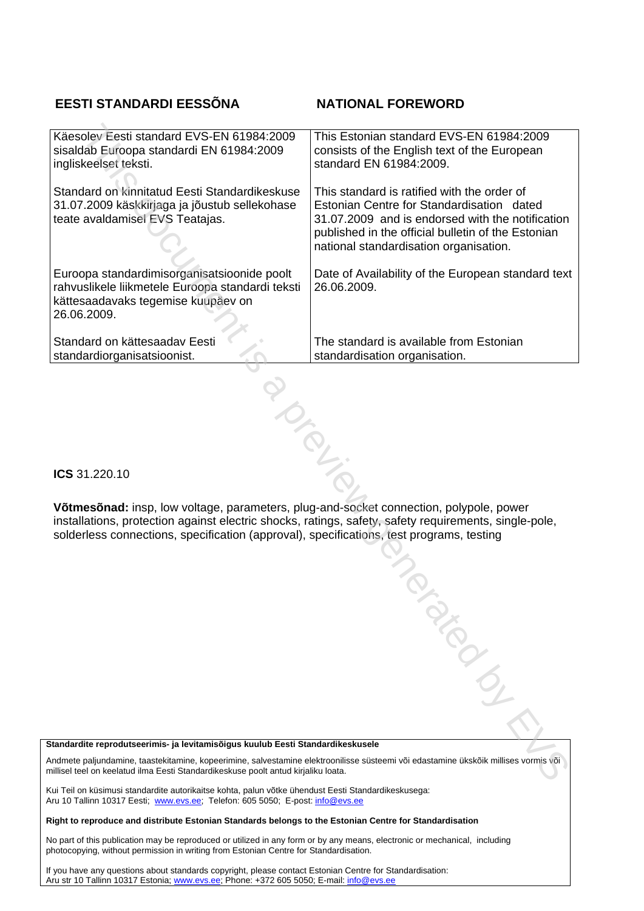| EESTI STANDARDI EESSÕNA | NATIONAL FOREWORD |
|---|---|
| Käesolev Eesti standard EVS-EN 61984:2009 sisaldab Euroopa standardi EN 61984:2009 ingliskeelset teksti. | This Estonian standard EVS-EN 61984:2009 consists of the English text of the European standard EN 61984:2009. |
| Standard on kinnitatud Eesti Standardikeskuse 31.07.2009 käskkirjaga ja jõustub sellekohase teate avaldamisel EVS Teatajas. | This standard is ratified with the order of Estonian Centre for Standardisation dated 31.07.2009 and is endorsed with the notification published in the official bulletin of the Estonian national standardisation organisation. |
| Euroopa standardimisorganisatsioonide poolt rahvuslikele liikmetele Euroopa standardi teksti kättesaadavaks tegemise kuupäev on 26.06.2009. | Date of Availability of the European standard text 26.06.2009. |
| Standard on kättesaadav Eesti standardiorganisatsioonist. | The standard is available from Estonian standardisation organisation. |

**ICS** 31.220.10

**Võtmesõnad:** insp, low voltage, parameters, plug-and-socket connection, polypole, power installations, protection against electric shocks, ratings, safety, safety requirements, single-pole, solderless connections, specification (approval), specifications, test programs, testing

**Standardite reprodutseerimis- ja levitamisõigus kuulub Eesti Standardikeskusele**

Andmete paljundamine, taastekitamine, kopeerimine, salvestamine elektroonilisse süsteemi või edastamine ükskõik millises vormis või millisel teel on keelatud ilma Eesti Standardikeskuse poolt antud kirjaliku loata.

Kui Teil on küsimusi standardite autorikaitse kohta, palun võtke ühendust Eesti Standardikeskusega:
Aru 10 Tallinn 10317 Eesti; www.evs.ee; Telefon: 605 5050; E-post: info@evs.ee

**Right to reproduce and distribute Estonian Standards belongs to the Estonian Centre for Standardisation**

No part of this publication may be reproduced or utilized in any form or by any means, electronic or mechanical, including photocopying, without permission in writing from Estonian Centre for Standardisation.

If you have any questions about standards copyright, please contact Estonian Centre for Standardisation:
Aru str 10 Tallinn 10317 Estonia; www.evs.ee; Phone: +372 605 5050; E-mail: info@evs.ee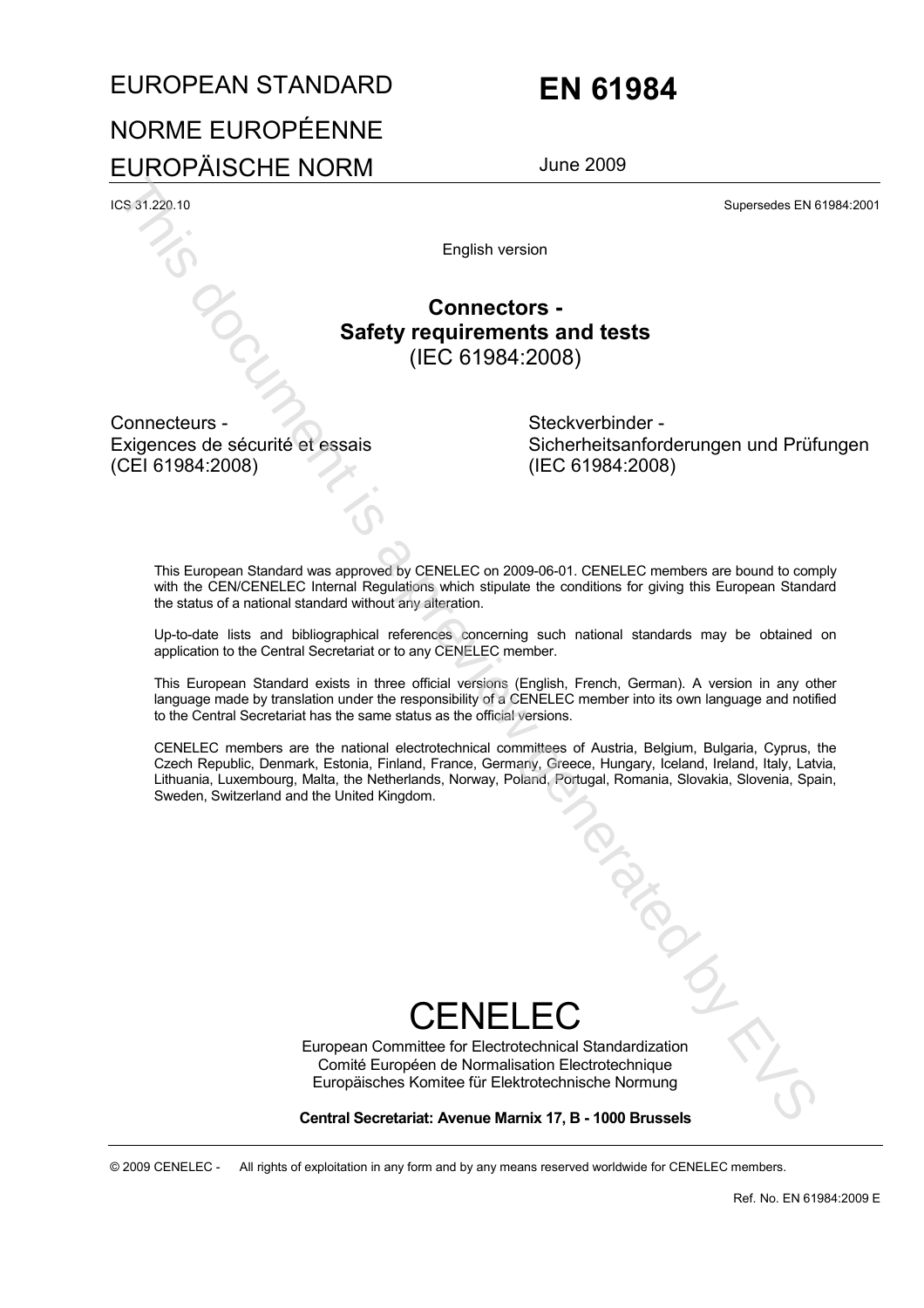# EUROPEAN STANDARD

# NORME EUROPÉENNE

# EUROPÄISCHE NORM

# EN 61984

June 2009

ICS 31.220.10

Supersedes EN 61984:2001

English version

## Connectors - Safety requirements and tests (IEC 61984:2008)

Connecteurs -
Exigences de sécurité et essais
(CEI 61984:2008)

Steckverbinder -
Sicherheitsanforderungen und Prüfungen
(IEC 61984:2008)

This European Standard was approved by CENELEC on 2009-06-01. CENELEC members are bound to comply with the CEN/CENELEC Internal Regulations which stipulate the conditions for giving this European Standard the status of a national standard without any alteration.

Up-to-date lists and bibliographical references concerning such national standards may be obtained on application to the Central Secretariat or to any CENELEC member.

This European Standard exists in three official versions (English, French, German). A version in any other language made by translation under the responsibility of a CENELEC member into its own language and notified to the Central Secretariat has the same status as the official versions.

CENELEC members are the national electrotechnical committees of Austria, Belgium, Bulgaria, Cyprus, the Czech Republic, Denmark, Estonia, Finland, France, Germany, Greece, Hungary, Iceland, Ireland, Italy, Latvia, Lithuania, Luxembourg, Malta, the Netherlands, Norway, Poland, Portugal, Romania, Slovakia, Slovenia, Spain, Sweden, Switzerland and the United Kingdom.

# CENELEC

European Committee for Electrotechnical Standardization
Comité Européen de Normalisation Electrotechnique
Europäisches Komitee für Elektrotechnische Normung

**Central Secretariat: Avenue Marnix 17, B - 1000 Brussels**

© 2009 CENELEC - All rights of exploitation in any form and by any means reserved worldwide for CENELEC members.

Ref. No. EN 61984:2009 E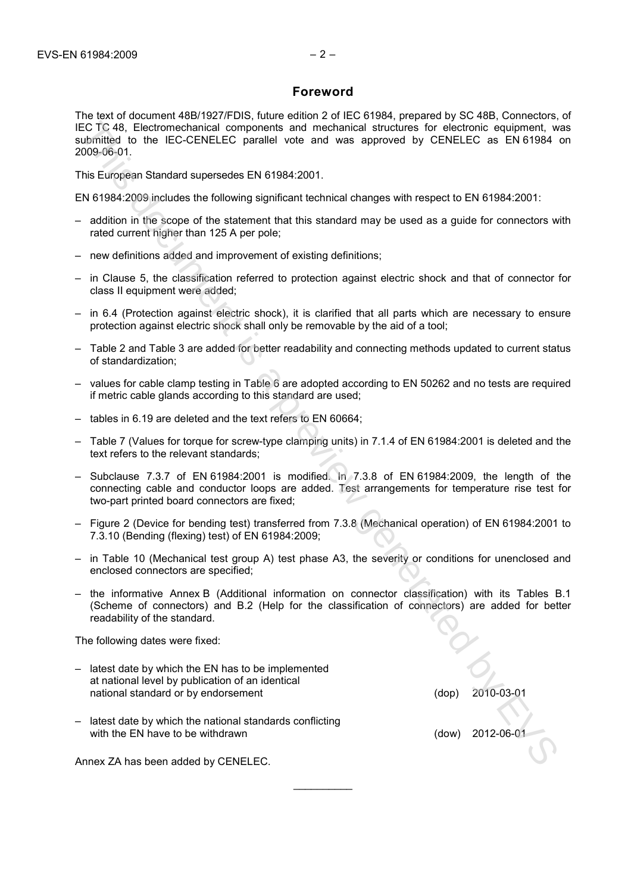## Foreword

The text of document 48B/1927/FDIS, future edition 2 of IEC 61984, prepared by SC 48B, Connectors, of IEC TC 48, Electromechanical components and mechanical structures for electronic equipment, was submitted to the IEC-CENELEC parallel vote and was approved by CENELEC as EN 61984 on 2009-06-01.

This European Standard supersedes EN 61984:2001.

EN 61984:2009 includes the following significant technical changes with respect to EN 61984:2001:

- addition in the scope of the statement that this standard may be used as a guide for connectors with rated current higher than 125 A per pole;
- new definitions added and improvement of existing definitions;
- in Clause 5, the classification referred to protection against electric shock and that of connector for class II equipment were added;
- in 6.4 (Protection against electric shock), it is clarified that all parts which are necessary to ensure protection against electric shock shall only be removable by the aid of a tool;
- Table 2 and Table 3 are added for better readability and connecting methods updated to current status of standardization;
- values for cable clamp testing in Table 6 are adopted according to EN 50262 and no tests are required if metric cable glands according to this standard are used;
- tables in 6.19 are deleted and the text refers to EN 60664;
- Table 7 (Values for torque for screw-type clamping units) in 7.1.4 of EN 61984:2001 is deleted and the text refers to the relevant standards;
- Subclause 7.3.7 of EN 61984:2001 is modified. In 7.3.8 of EN 61984:2009, the length of the connecting cable and conductor loops are added. Test arrangements for temperature rise test for two-part printed board connectors are fixed;
- Figure 2 (Device for bending test) transferred from 7.3.8 (Mechanical operation) of EN 61984:2001 to 7.3.10 (Bending (flexing) test) of EN 61984:2009;
- in Table 10 (Mechanical test group A) test phase A3, the severity or conditions for unenclosed and enclosed connectors are specified;
- the informative Annex B (Additional information on connector classification) with its Tables B.1 (Scheme of connectors) and B.2 (Help for the classification of connectors) are added for better readability of the standard.

The following dates were fixed:

- latest date by which the EN has to be implemented at national level by publication of an identical national standard or by endorsement (dop) 2010-03-01
- latest date by which the national standards conflicting with the EN have to be withdrawn (dow) 2012-06-01

Annex ZA has been added by CENELEC.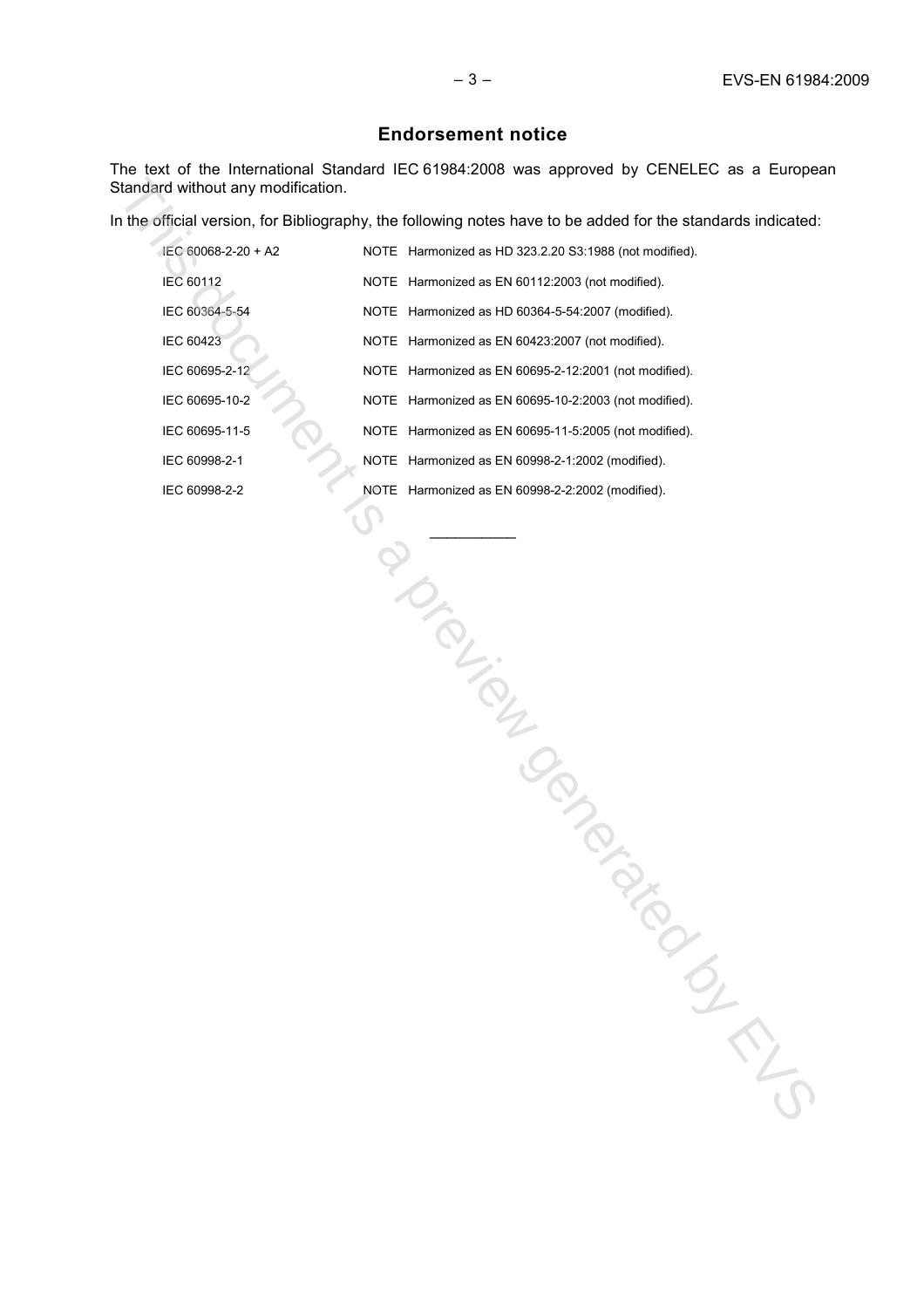## Endorsement notice

The text of the International Standard IEC 61984:2008 was approved by CENELEC as a European Standard without any modification.

In the official version, for Bibliography, the following notes have to be added for the standards indicated:

| | |
|---|---|
| IEC 60068-2-20 + A2 | NOTE Harmonized as HD 323.2.20 S3:1988 (not modified). |
| IEC 60112 | NOTE Harmonized as EN 60112:2003 (not modified). |
| IEC 60364-5-54 | NOTE Harmonized as HD 60364-5-54:2007 (modified). |
| IEC 60423 | NOTE Harmonized as EN 60423:2007 (not modified). |
| IEC 60695-2-12 | NOTE Harmonized as EN 60695-2-12:2001 (not modified). |
| IEC 60695-10-2 | NOTE Harmonized as EN 60695-10-2:2003 (not modified). |
| IEC 60695-11-5 | NOTE Harmonized as EN 60695-11-5:2005 (not modified). |
| IEC 60998-2-1 | NOTE Harmonized as EN 60998-2-1:2002 (modified). |
| IEC 60998-2-2 | NOTE Harmonized as EN 60998-2-2:2002 (modified). |

\_\_\_\_\_\_\_\_\_\_\_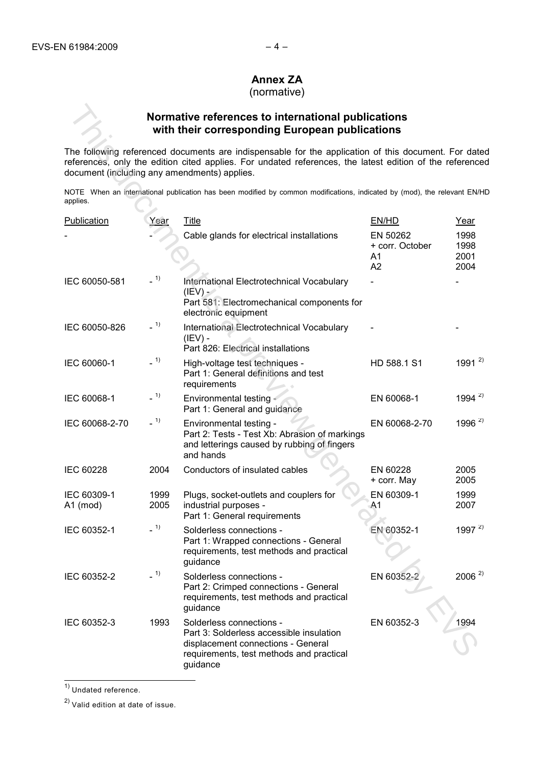# Annex ZA
(normative)

## Normative references to international publications with their corresponding European publications

The following referenced documents are indispensable for the application of this document. For dated references, only the edition cited applies. For undated references, the latest edition of the referenced document (including any amendments) applies.

NOTE When an international publication has been modified by common modifications, indicated by (mod), the relevant EN/HD applies.

| Publication | Year | Title | EN/HD | Year |
|---|---|---|---|---|
| - | - | Cable glands for electrical installations | EN 50262<br>+ corr. October<br>A1<br>A2 | 1998<br>1998<br>2001<br>2004 |
| IEC 60050-581 | - [1] | International Electrotechnical Vocabulary (IEV) -<br>Part 581: Electromechanical components for electronic equipment | - | - |
| IEC 60050-826 | - [1] | International Electrotechnical Vocabulary (IEV) -<br>Part 826: Electrical installations | - | - |
| IEC 60060-1 | - [1] | High-voltage test techniques -<br>Part 1: General definitions and test requirements | HD 588.1 S1 | 1991 [2] |
| IEC 60068-1 | - [1] | Environmental testing -<br>Part 1: General and guidance | EN 60068-1 | 1994 [2] |
| IEC 60068-2-70 | - [1] | Environmental testing -<br>Part 2: Tests - Test Xb: Abrasion of markings and letterings caused by rubbing of fingers and hands | EN 60068-2-70 | 1996 [2] |
| IEC 60228 | 2004 | Conductors of insulated cables | EN 60228<br>+ corr. May | 2005<br>2005 |
| IEC 60309-1<br>A1 (mod) | 1999<br>2005 | Plugs, socket-outlets and couplers for industrial purposes -<br>Part 1: General requirements | EN 60309-1<br>A1 | 1999<br>2007 |
| IEC 60352-1 | - [1] | Solderless connections -<br>Part 1: Wrapped connections - General requirements, test methods and practical guidance | EN 60352-1 | 1997 [2] |
| IEC 60352-2 | - [1] | Solderless connections -<br>Part 2: Crimped connections - General requirements, test methods and practical guidance | EN 60352-2 | 2006 [2] |
| IEC 60352-3 | 1993 | Solderless connections -<br>Part 3: Solderless accessible insulation displacement connections - General requirements, test methods and practical guidance | EN 60352-3 | 1994 |

[1] Undated reference.

[2] Valid edition at date of issue.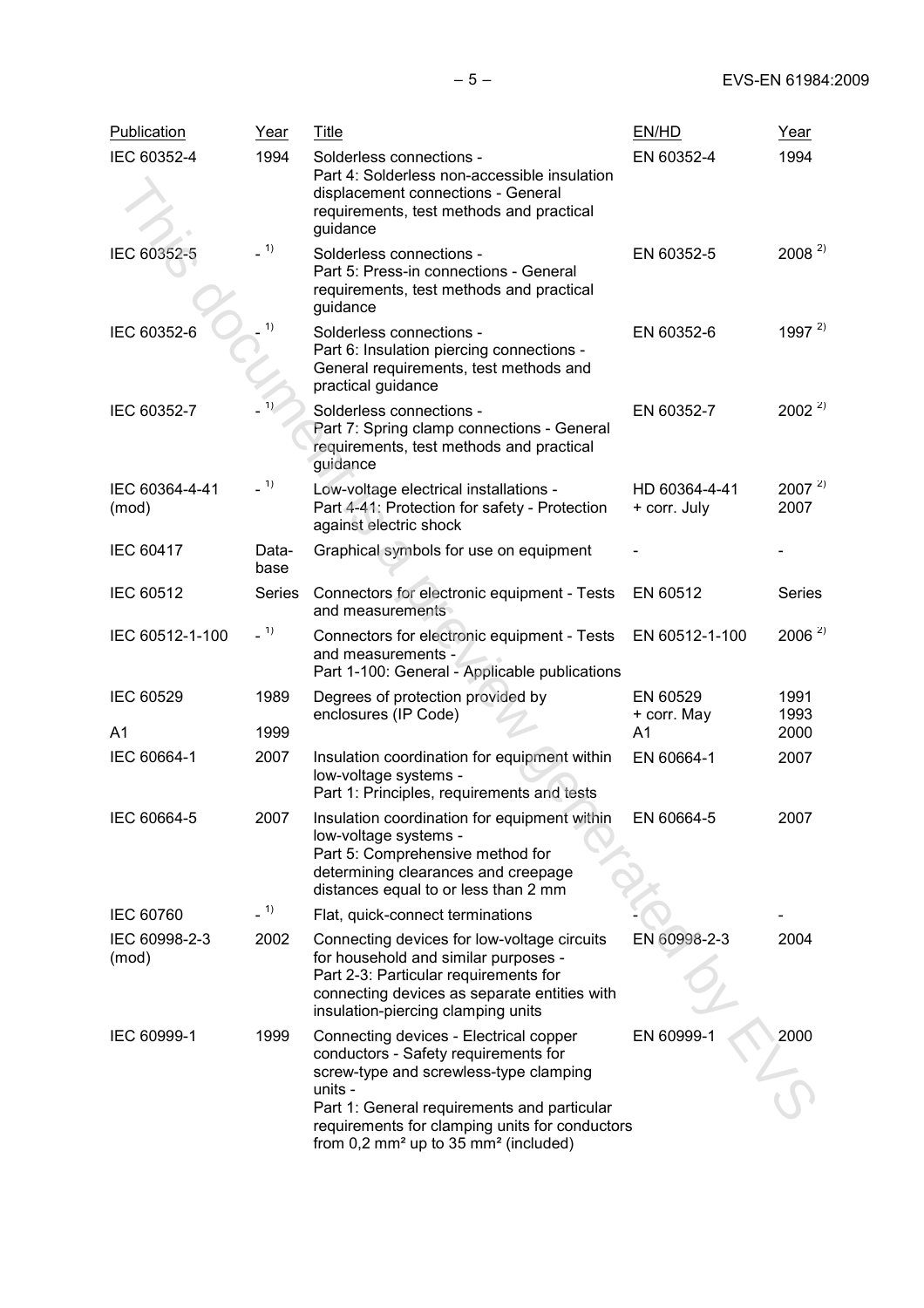| Publication | Year | Title | EN/HD | Year |
|---|---|---|---|---|
| IEC 60352-4 | 1994 | Solderless connections - Part 4: Solderless non-accessible insulation displacement connections - General requirements, test methods and practical guidance | EN 60352-4 | 1994 |
| IEC 60352-5 | - [1] | Solderless connections - Part 5: Press-in connections - General requirements, test methods and practical guidance | EN 60352-5 | 2008 [2] |
| IEC 60352-6 | - [1] | Solderless connections - Part 6: Insulation piercing connections - General requirements, test methods and practical guidance | EN 60352-6 | 1997 [2] |
| IEC 60352-7 | - [1] | Solderless connections - Part 7: Spring clamp connections - General requirements, test methods and practical guidance | EN 60352-7 | 2002 [2] |
| IEC 60364-4-41 (mod) | - [1] | Low-voltage electrical installations - Part 4-41: Protection for safety - Protection against electric shock | HD 60364-4-41 + corr. July | 2007 [2] 2007 |
| IEC 60417 | Data-base | Graphical symbols for use on equipment | - | - |
| IEC 60512 | Series | Connectors for electronic equipment - Tests and measurements | EN 60512 | Series |
| IEC 60512-1-100 | - [1] | Connectors for electronic equipment - Tests and measurements - Part 1-100: General - Applicable publications | EN 60512-1-100 | 2006 [2] |
| IEC 60529 | 1989 | Degrees of protection provided by enclosures (IP Code) | EN 60529 + corr. May | 1991 1993 |
| A1 | 1999 | | A1 | 2000 |
| IEC 60664-1 | 2007 | Insulation coordination for equipment within low-voltage systems - Part 1: Principles, requirements and tests | EN 60664-1 | 2007 |
| IEC 60664-5 | 2007 | Insulation coordination for equipment within low-voltage systems - Part 5: Comprehensive method for determining clearances and creepage distances equal to or less than 2 mm | EN 60664-5 | 2007 |
| IEC 60760 | - [1] | Flat, quick-connect terminations | - | - |
| IEC 60998-2-3 (mod) | 2002 | Connecting devices for low-voltage circuits for household and similar purposes - Part 2-3: Particular requirements for connecting devices as separate entities with insulation-piercing clamping units | EN 60998-2-3 | 2004 |
| IEC 60999-1 | 1999 | Connecting devices - Electrical copper conductors - Safety requirements for screw-type and screwless-type clamping units - Part 1: General requirements and particular requirements for clamping units for conductors from 0,2 mm² up to 35 mm² (included) | EN 60999-1 | 2000 |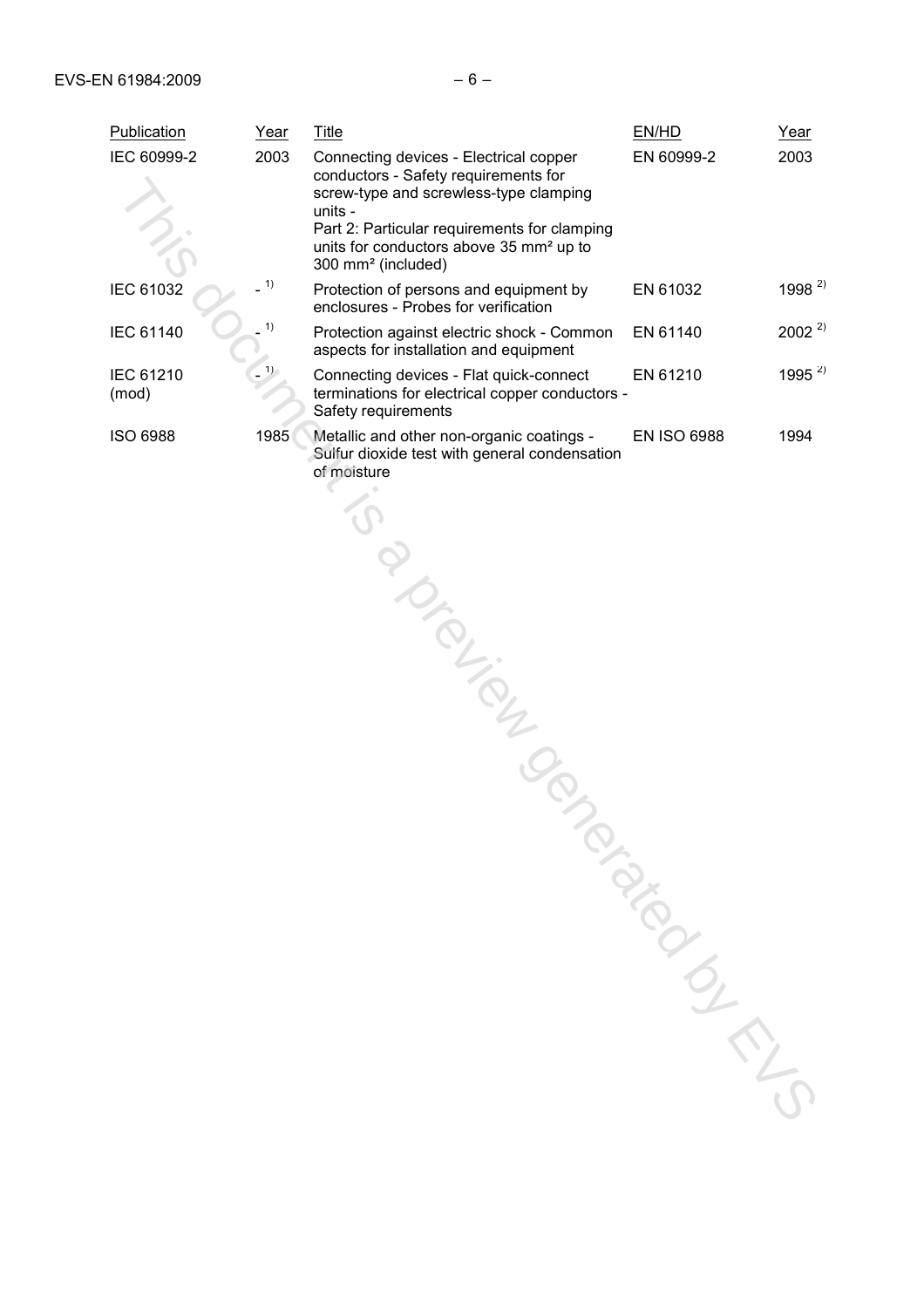| Publication | Year | Title | EN/HD | Year |
|---|---|---|---|---|
| IEC 60999-2 | 2003 | Connecting devices - Electrical copper conductors - Safety requirements for screw-type and screwless-type clamping units - Part 2: Particular requirements for clamping units for conductors above 35 mm² up to 300 mm² (included) | EN 60999-2 | 2003 |
| IEC 61032 | - [1) | Protection of persons and equipment by enclosures - Probes for verification | EN 61032 | 1998 [2) |
| IEC 61140 | - [1) | Protection against electric shock - Common aspects for installation and equipment | EN 61140 | 2002 [2) |
| IEC 61210 (mod) | - [1) | Connecting devices - Flat quick-connect terminations for electrical copper conductors - Safety requirements | EN 61210 | 1995 [2) |
| ISO 6988 | 1985 | Metallic and other non-organic coatings - Sulfur dioxide test with general condensation of moisture | EN ISO 6988 | 1994 |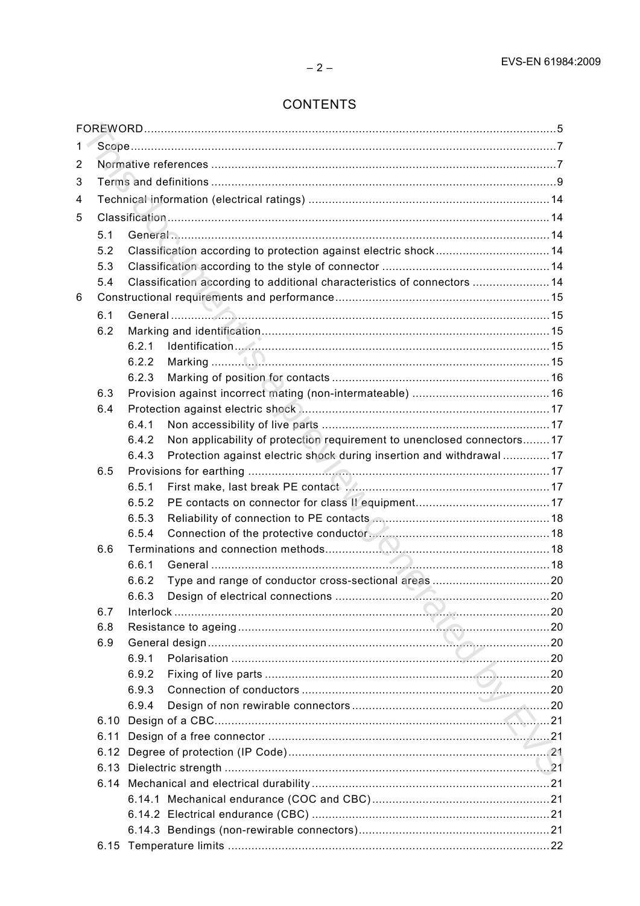# CONTENTS

FOREWORD.....5

1 Scope.....7

2 Normative references.....7

3 Terms and definitions.....9

4 Technical information (electrical ratings).....14

5 Classification.....14

- 5.1 General.....14
- 5.2 Classification according to protection against electric shock.....14
- 5.3 Classification according to the style of connector.....14
- 5.4 Classification according to additional characteristics of connectors.....14

6 Constructional requirements and performance.....15

- 6.1 General.....15
- 6.2 Marking and identification.....15
  - 6.2.1 Identification.....15
  - 6.2.2 Marking.....15
  - 6.2.3 Marking of position for contacts.....16
- 6.3 Provision against incorrect mating (non-intermateable).....16
- 6.4 Protection against electric shock.....17
  - 6.4.1 Non accessibility of live parts.....17
  - 6.4.2 Non applicability of protection requirement to unenclosed connectors.....17
  - 6.4.3 Protection against electric shock during insertion and withdrawal.....17
- 6.5 Provisions for earthing.....17
  - 6.5.1 First make, last break PE contact.....17
  - 6.5.2 PE contacts on connector for class II equipment.....17
  - 6.5.3 Reliability of connection to PE contacts.....18
  - 6.5.4 Connection of the protective conductor.....18
- 6.6 Terminations and connection methods.....18
  - 6.6.1 General.....18
  - 6.6.2 Type and range of conductor cross-sectional areas.....20
  - 6.6.3 Design of electrical connections.....20
- 6.7 Interlock.....20
- 6.8 Resistance to ageing.....20
- 6.9 General design.....20
  - 6.9.1 Polarisation.....20
  - 6.9.2 Fixing of live parts.....20
  - 6.9.3 Connection of conductors.....20
  - 6.9.4 Design of non rewirable connectors.....20
- 6.10 Design of a CBC.....21
- 6.11 Design of a free connector.....21
- 6.12 Degree of protection (IP Code).....21
- 6.13 Dielectric strength.....21
- 6.14 Mechanical and electrical durability.....21
  - 6.14.1 Mechanical endurance (COC and CBC).....21
  - 6.14.2 Electrical endurance (CBC).....21
  - 6.14.3 Bendings (non-rewirable connectors).....21
- 6.15 Temperature limits.....22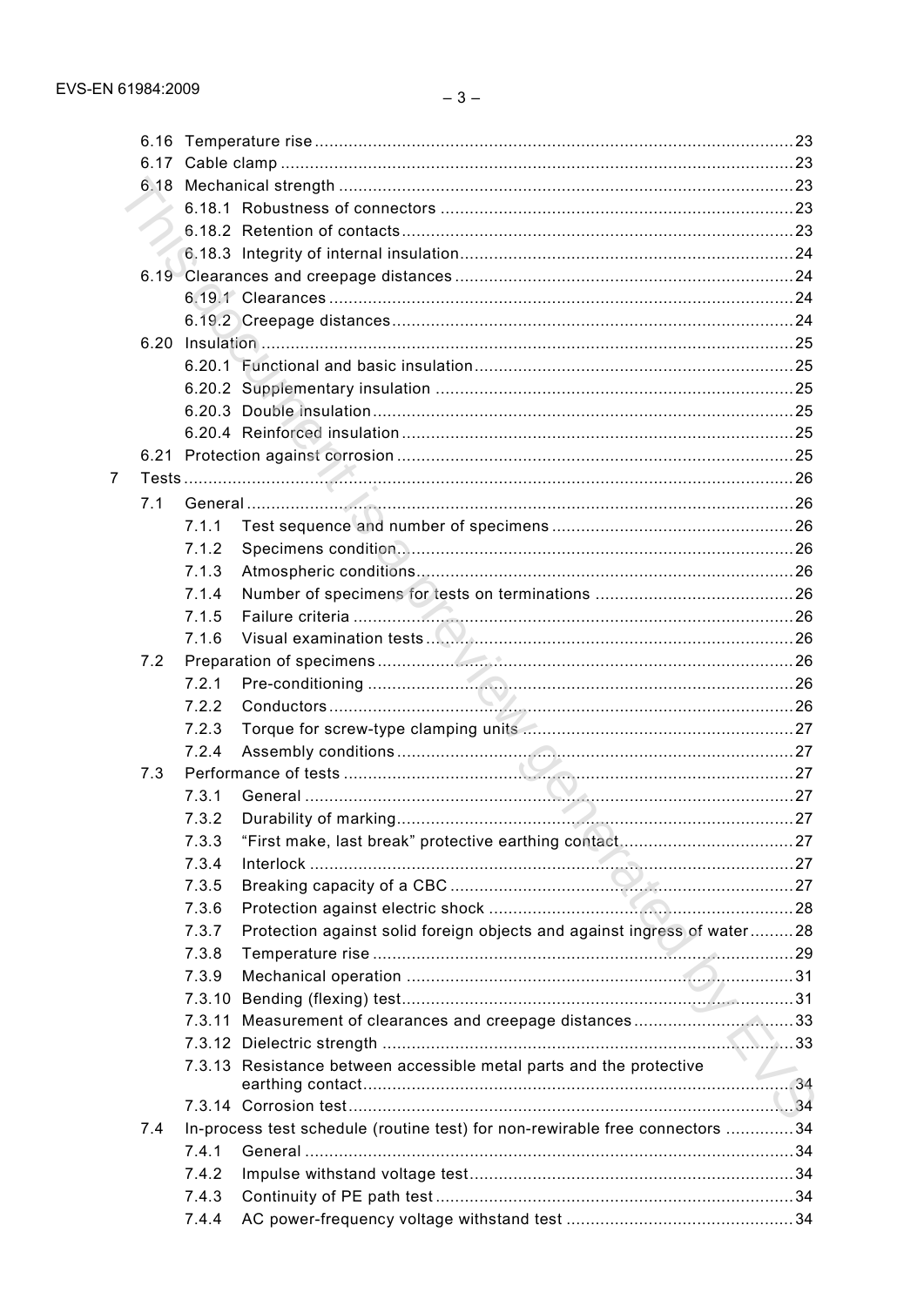6.16 Temperature rise ........................................................................................................ 23
6.17 Cable clamp ............................................................................................................... 23
6.18 Mechanical strength ................................................................................................... 23
  6.18.1 Robustness of connectors ................................................................................ 23
  6.18.2 Retention of contacts ....................................................................................... 23
  6.18.3 Integrity of internal insulation ........................................................................... 24
6.19 Clearances and creepage distances ............................................................................ 24
  6.19.1 Clearances ..................................................................................................... 24
  6.19.2 Creepage distances ......................................................................................... 24
6.20 Insulation ................................................................................................................... 25
  6.20.1 Functional and basic insulation ......................................................................... 25
  6.20.2 Supplementary insulation ................................................................................ 25
  6.20.3 Double insulation ............................................................................................. 25
  6.20.4 Reinforced insulation ....................................................................................... 25
6.21 Protection against corrosion ........................................................................................ 25

7 Tests ................................................................................................................................ 26
  7.1 General ....................................................................................................................... 26
    7.1.1 Test sequence and number of specimens ............................................................ 26
    7.1.2 Specimens condition ........................................................................................ 26
    7.1.3 Atmospheric conditions ..................................................................................... 26
    7.1.4 Number of specimens for tests on terminations ................................................... 26
    7.1.5 Failure criteria .................................................................................................. 26
    7.1.6 Visual examination tests ................................................................................... 26
  7.2 Preparation of specimens ............................................................................................. 26
    7.2.1 Pre-conditioning ............................................................................................... 26
    7.2.2 Conductors ...................................................................................................... 26
    7.2.3 Torque for screw-type clamping units ................................................................. 27
    7.2.4 Assembly conditions ......................................................................................... 27
  7.3 Performance of tests .................................................................................................... 27
    7.3.1 General ............................................................................................................ 27
    7.3.2 Durability of marking ......................................................................................... 27
    7.3.3 "First make, last break" protective earthing contact ............................................. 27
    7.3.4 Interlock ........................................................................................................... 27
    7.3.5 Breaking capacity of a CBC ............................................................................... 27
    7.3.6 Protection against electric shock ....................................................................... 28
    7.3.7 Protection against solid foreign objects and against ingress of water ..................... 28
    7.3.8 Temperature rise ............................................................................................... 29
    7.3.9 Mechanical operation ........................................................................................ 31
    7.3.10 Bending (flexing) test ....................................................................................... 31
    7.3.11 Measurement of clearances and creepage distances .......................................... 33
    7.3.12 Dielectric strength ........................................................................................... 33
    7.3.13 Resistance between accessible metal parts and the protective earthing contact ... 34
    7.3.14 Corrosion test ................................................................................................. 34
  7.4 In-process test schedule (routine test) for non-rewirable free connectors ......................... 34
    7.4.1 General ............................................................................................................ 34
    7.4.2 Impulse withstand voltage test ........................................................................... 34
    7.4.3 Continuity of PE path test .................................................................................. 34
    7.4.4 AC power-frequency voltage withstand test ......................................................... 34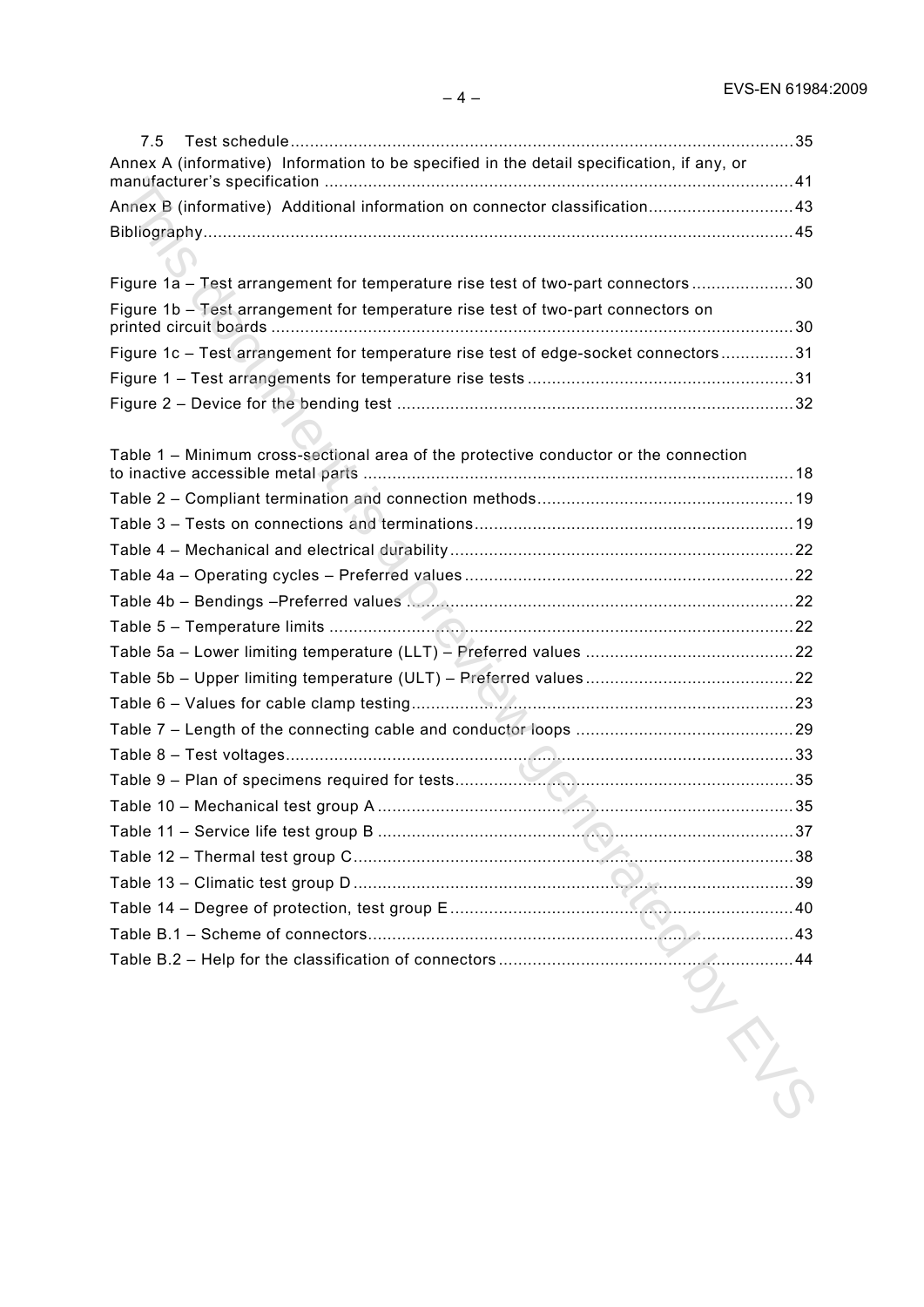7.5 Test schedule........................................................................................................35

Annex A (informative) Information to be specified in the detail specification, if any, or manufacturer's specification ................................................................................................41

Annex B (informative) Additional information on connector classification..............................43

Bibliography.........................................................................................................................45

Figure 1a – Test arrangement for temperature rise test of two-part connectors .....................30

Figure 1b – Test arrangement for temperature rise test of two-part connectors on printed circuit boards ...........................................................................................................30

Figure 1c – Test arrangement for temperature rise test of edge-socket connectors...............31

Figure 1 – Test arrangements for temperature rise tests .......................................................31

Figure 2 – Device for the bending test ..................................................................................32

Table 1 – Minimum cross-sectional area of the protective conductor or the connection to inactive accessible metal parts .........................................................................................18

Table 2 – Compliant termination and connection methods.....................................................19

Table 3 – Tests on connections and terminations..................................................................19

Table 4 – Mechanical and electrical durability .......................................................................22

Table 4a – Operating cycles – Preferred values ....................................................................22

Table 4b – Bendings –Preferred values ................................................................................22

Table 5 – Temperature limits ................................................................................................22

Table 5a – Lower limiting temperature (LLT) – Preferred values ...........................................22

Table 5b – Upper limiting temperature (ULT) – Preferred values ...........................................22

Table 6 – Values for cable clamp testing...............................................................................23

Table 7 – Length of the connecting cable and conductor loops .............................................29

Table 8 – Test voltages.........................................................................................................33

Table 9 – Plan of specimens required for tests......................................................................35

Table 10 – Mechanical test group A ......................................................................................35

Table 11 – Service life test group B ......................................................................................37

Table 12 – Thermal test group C...........................................................................................38

Table 13 – Climatic test group D ...........................................................................................39

Table 14 – Degree of protection, test group E .......................................................................40

Table B.1 – Scheme of connectors........................................................................................43

Table B.2 – Help for the classification of connectors .............................................................44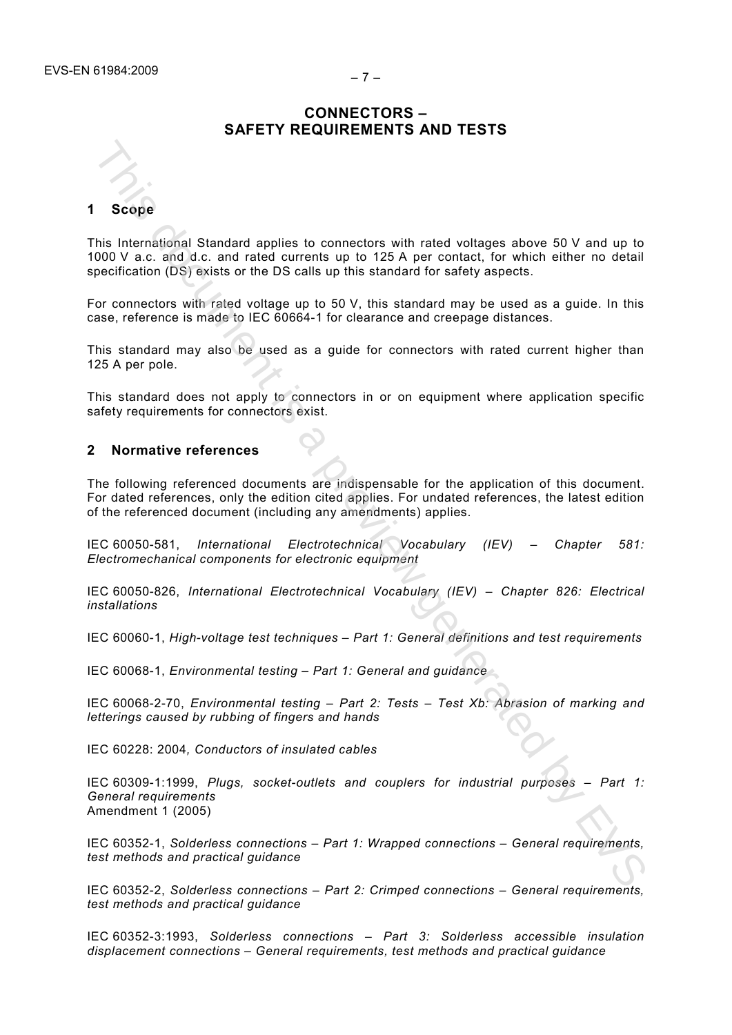# CONNECTORS – SAFETY REQUIREMENTS AND TESTS

## 1 Scope

This International Standard applies to connectors with rated voltages above 50 V and up to 1000 V a.c. and d.c. and rated currents up to 125 A per contact, for which either no detail specification (DS) exists or the DS calls up this standard for safety aspects.

For connectors with rated voltage up to 50 V, this standard may be used as a guide. In this case, reference is made to IEC 60664-1 for clearance and creepage distances.

This standard may also be used as a guide for connectors with rated current higher than 125 A per pole.

This standard does not apply to connectors in or on equipment where application specific safety requirements for connectors exist.

## 2 Normative references

The following referenced documents are indispensable for the application of this document. For dated references, only the edition cited applies. For undated references, the latest edition of the referenced document (including any amendments) applies.

IEC 60050-581, *International Electrotechnical Vocabulary (IEV) – Chapter 581: Electromechanical components for electronic equipment*

IEC 60050-826, *International Electrotechnical Vocabulary (IEV) – Chapter 826: Electrical installations*

IEC 60060-1, *High-voltage test techniques – Part 1: General definitions and test requirements*

IEC 60068-1, *Environmental testing – Part 1: General and guidance*

IEC 60068-2-70, *Environmental testing – Part 2: Tests – Test Xb: Abrasion of marking and letterings caused by rubbing of fingers and hands*

IEC 60228: 2004*, Conductors of insulated cables*

IEC 60309-1:1999, *Plugs, socket-outlets and couplers for industrial purposes – Part 1: General requirements*
Amendment 1 (2005)

IEC 60352-1, *Solderless connections – Part 1: Wrapped connections – General requirements, test methods and practical guidance*

IEC 60352-2, *Solderless connections – Part 2: Crimped connections – General requirements, test methods and practical guidance*

IEC 60352-3:1993, *Solderless connections – Part 3: Solderless accessible insulation displacement connections – General requirements, test methods and practical guidance*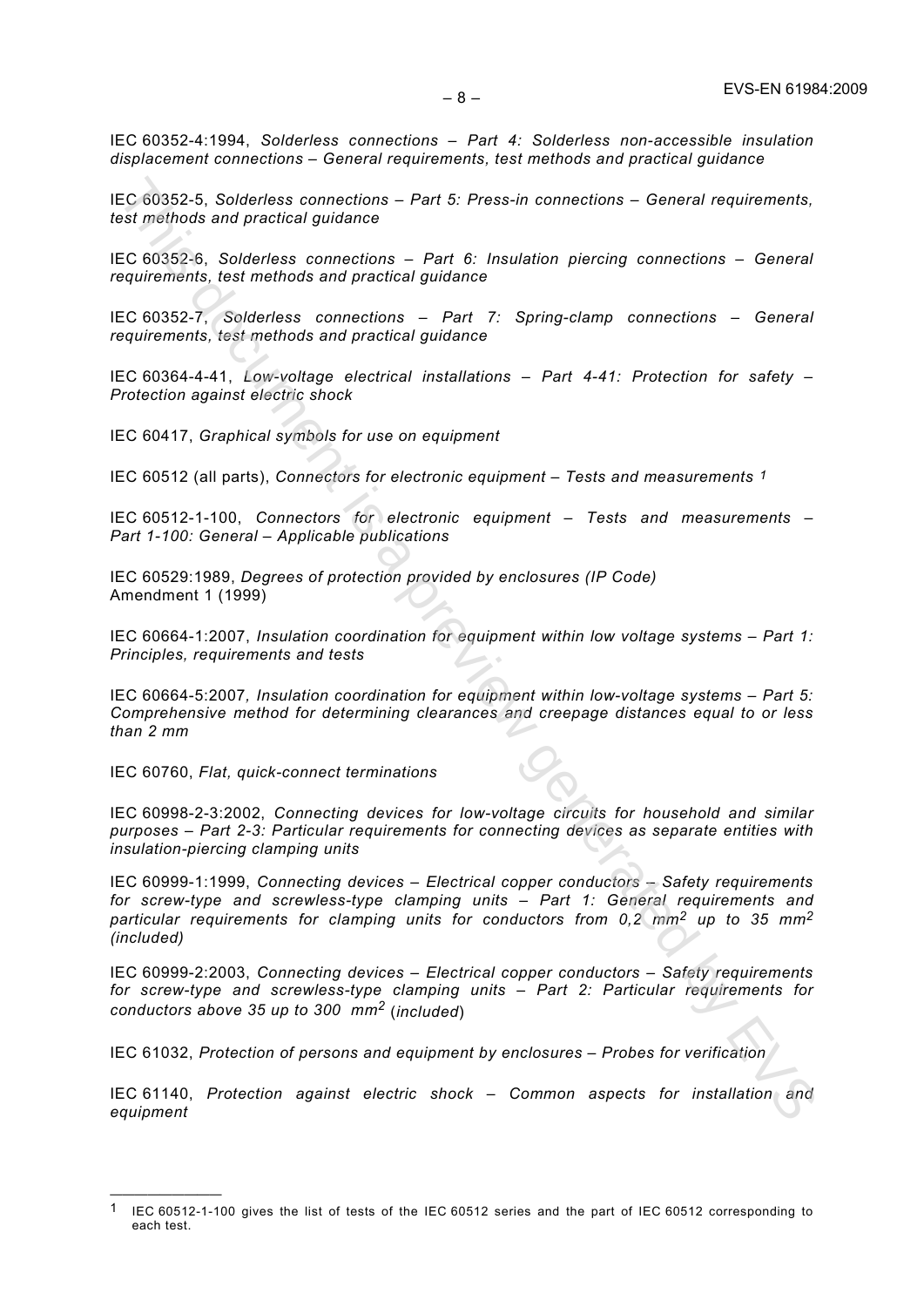IEC 60352-4:1994, *Solderless connections – Part 4: Solderless non-accessible insulation displacement connections – General requirements, test methods and practical guidance*

IEC 60352-5, *Solderless connections – Part 5: Press-in connections – General requirements, test methods and practical guidance*

IEC 60352-6, *Solderless connections – Part 6: Insulation piercing connections – General requirements, test methods and practical guidance*

IEC 60352-7, *Solderless connections – Part 7: Spring-clamp connections – General requirements, test methods and practical guidance*

IEC 60364-4-41, *Low-voltage electrical installations – Part 4-41: Protection for safety – Protection against electric shock*

IEC 60417, *Graphical symbols for use on equipment*

IEC 60512 (all parts), *Connectors for electronic equipment – Tests and measurements* [1]

IEC 60512-1-100, *Connectors for electronic equipment – Tests and measurements – Part 1-100: General – Applicable publications*

IEC 60529:1989, *Degrees of protection provided by enclosures (IP Code)*
Amendment 1 (1999)

IEC 60664-1:2007, *Insulation coordination for equipment within low voltage systems – Part 1: Principles, requirements and tests*

IEC 60664-5:2007, *Insulation coordination for equipment within low-voltage systems – Part 5: Comprehensive method for determining clearances and creepage distances equal to or less than 2 mm*

IEC 60760, *Flat, quick-connect terminations*

IEC 60998-2-3:2002, *Connecting devices for low-voltage circuits for household and similar purposes – Part 2-3: Particular requirements for connecting devices as separate entities with insulation-piercing clamping units*

IEC 60999-1:1999, *Connecting devices – Electrical copper conductors – Safety requirements for screw-type and screwless-type clamping units – Part 1: General requirements and particular requirements for clamping units for conductors from 0,2 mm$^2$ up to 35 mm$^2$ (included)*

IEC 60999-2:2003, *Connecting devices – Electrical copper conductors – Safety requirements for screw-type and screwless-type clamping units – Part 2: Particular requirements for conductors above 35 up to 300 mm$^2$ (included)*

IEC 61032, *Protection of persons and equipment by enclosures – Probes for verification*

IEC 61140, *Protection against electric shock – Common aspects for installation and equipment*

---

[1] IEC 60512-1-100 gives the list of tests of the IEC 60512 series and the part of IEC 60512 corresponding to each test.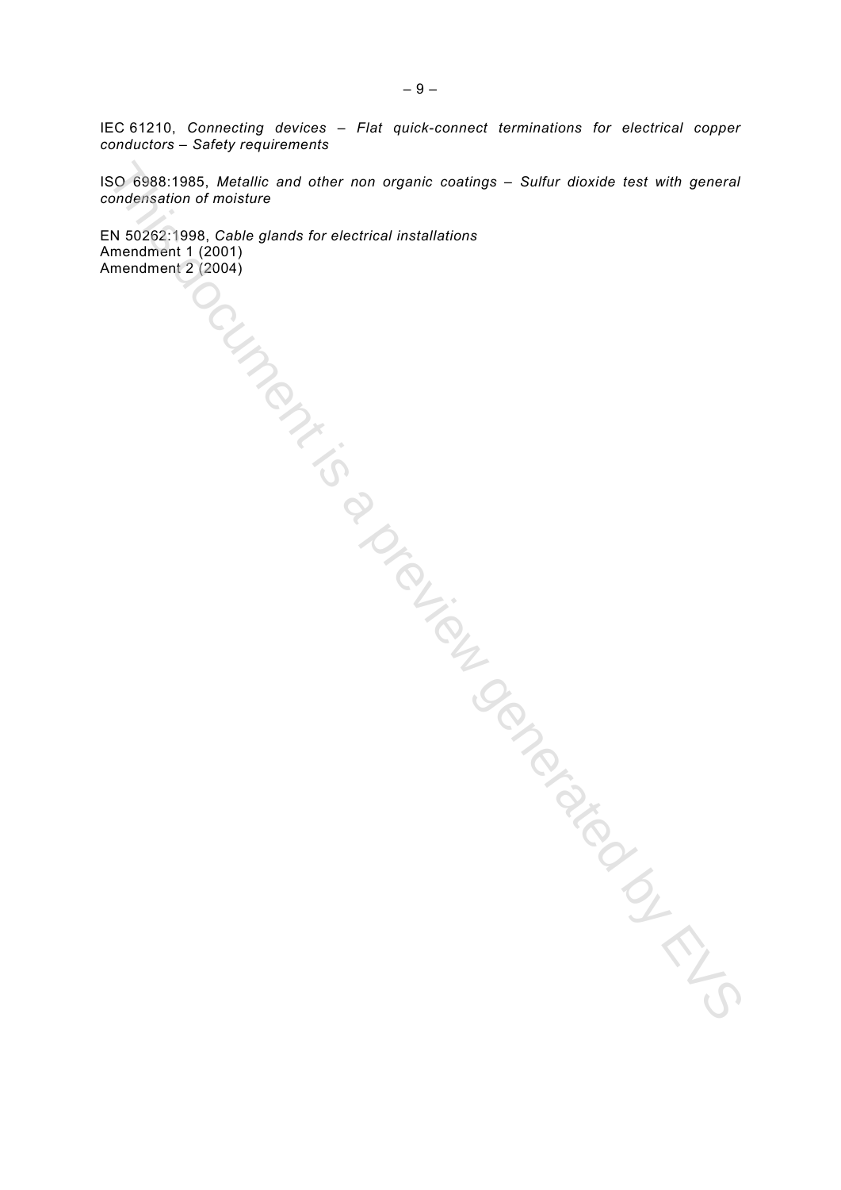IEC 61210, *Connecting devices – Flat quick-connect terminations for electrical copper conductors – Safety requirements*

ISO 6988:1985, *Metallic and other non organic coatings – Sulfur dioxide test with general condensation of moisture*

EN 50262:1998, *Cable glands for electrical installations*
Amendment 1 (2001)
Amendment 2 (2004)